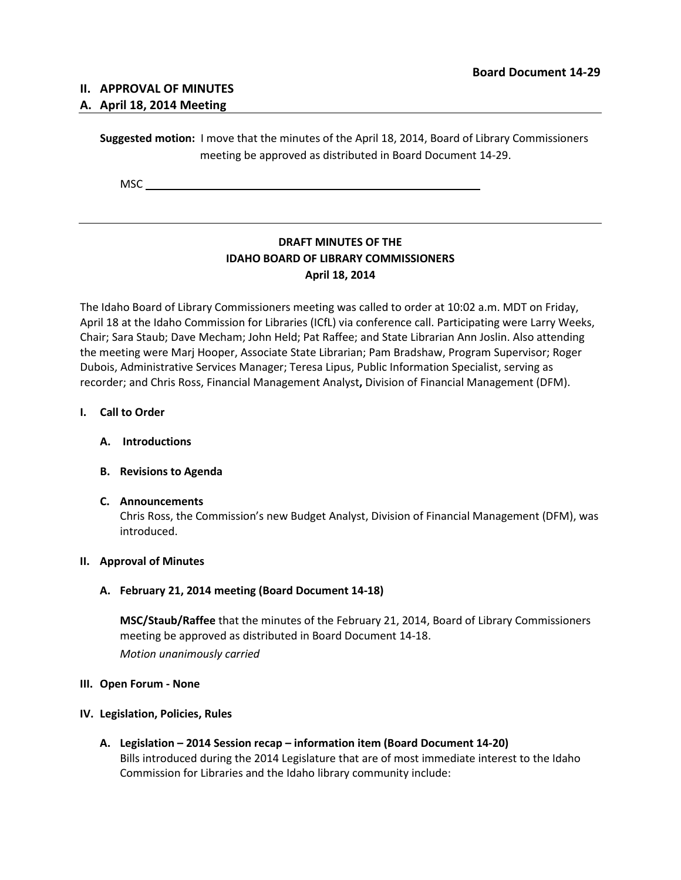**Board Document 14-29**

## II. APPROVAL OF MINUTES

## A. April 18, 2014 Meeting

---

**Suggested motion:** I move that the minutes of the April 18, 2014, Board of Library Commissioners meeting be approved as distributed in Board Document 14-29.

MSC ______________________________________________

---

**DRAFT MINUTES OF THE**
**IDAHO BOARD OF LIBRARY COMMISSIONERS**
**April 18, 2014**

The Idaho Board of Library Commissioners meeting was called to order at 10:02 a.m. MDT on Friday, April 18 at the Idaho Commission for Libraries (ICfL) via conference call. Participating were Larry Weeks, Chair; Sara Staub; Dave Mecham; John Held; Pat Raffee; and State Librarian Ann Joslin. Also attending the meeting were Marj Hooper, Associate State Librarian; Pam Bradshaw, Program Supervisor; Roger Dubois, Administrative Services Manager; Teresa Lipus, Public Information Specialist, serving as recorder; and Chris Ross, Financial Management Analyst**,** Division of Financial Management (DFM).

### I. Call to Order

#### A. Introductions

#### B. Revisions to Agenda

#### C. Announcements

Chris Ross, the Commission's new Budget Analyst, Division of Financial Management (DFM), was introduced.

### II. Approval of Minutes

#### A. February 21, 2014 meeting (Board Document 14-18)

**MSC/Staub/Raffee** that the minutes of the February 21, 2014, Board of Library Commissioners meeting be approved as distributed in Board Document 14-18.
*Motion unanimously carried*

### III. Open Forum - None

### IV. Legislation, Policies, Rules

#### A. Legislation – 2014 Session recap – information item (Board Document 14-20)

Bills introduced during the 2014 Legislature that are of most immediate interest to the Idaho Commission for Libraries and the Idaho library community include: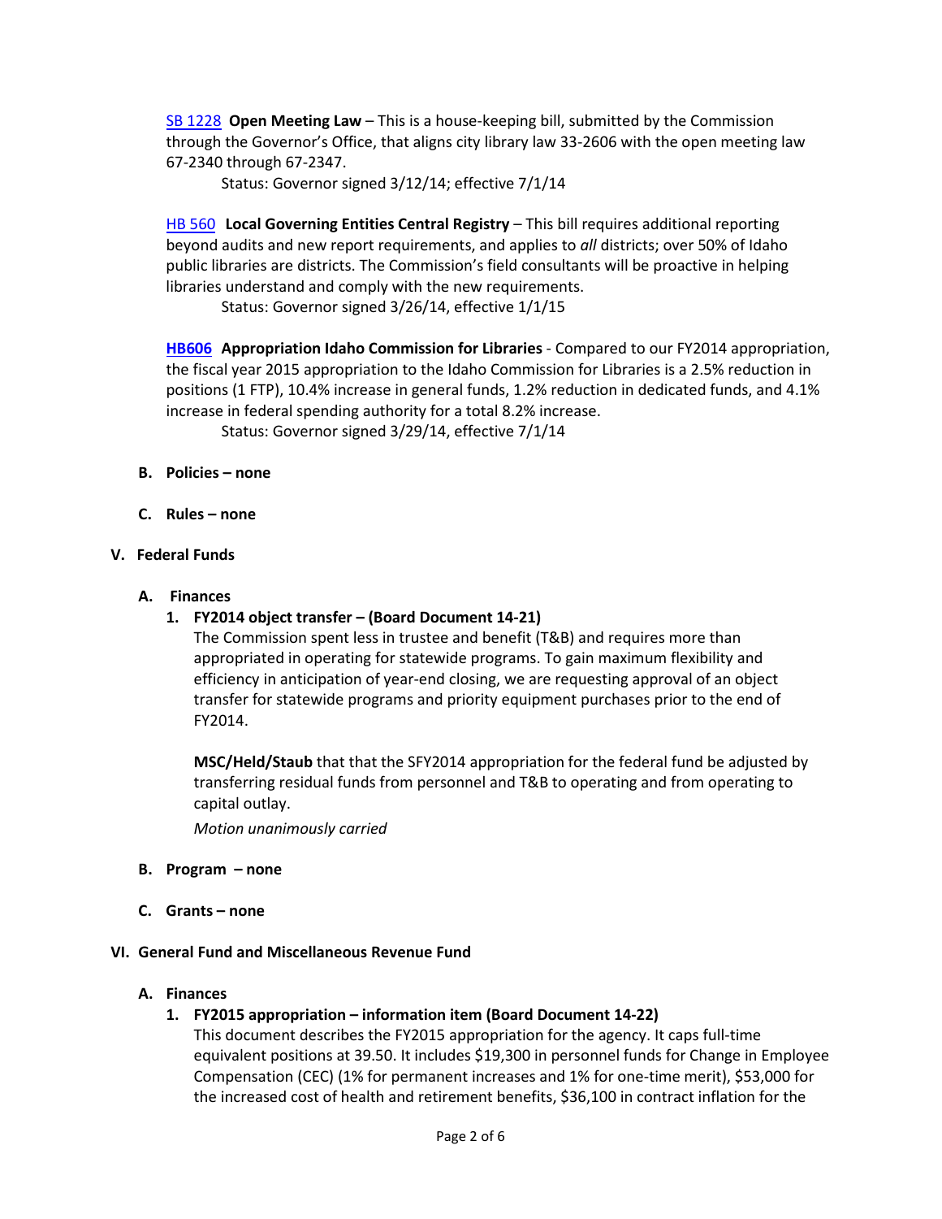SB 1228 **Open Meeting Law** – This is a house-keeping bill, submitted by the Commission through the Governor's Office, that aligns city library law 33-2606 with the open meeting law 67-2340 through 67-2347.

Status: Governor signed 3/12/14; effective 7/1/14

HB 560 **Local Governing Entities Central Registry** – This bill requires additional reporting beyond audits and new report requirements, and applies to *all* districts; over 50% of Idaho public libraries are districts. The Commission's field consultants will be proactive in helping libraries understand and comply with the new requirements.

Status: Governor signed 3/26/14, effective 1/1/15

**HB606** **Appropriation Idaho Commission for Libraries** - Compared to our FY2014 appropriation, the fiscal year 2015 appropriation to the Idaho Commission for Libraries is a 2.5% reduction in positions (1 FTP), 10.4% increase in general funds, 1.2% reduction in dedicated funds, and 4.1% increase in federal spending authority for a total 8.2% increase.

Status: Governor signed 3/29/14, effective 7/1/14

**B. Policies – none**

**C. Rules – none**

## V. Federal Funds

### A. Finances

**1. FY2014 object transfer – (Board Document 14-21)**

The Commission spent less in trustee and benefit (T&B) and requires more than appropriated in operating for statewide programs. To gain maximum flexibility and efficiency in anticipation of year-end closing, we are requesting approval of an object transfer for statewide programs and priority equipment purchases prior to the end of FY2014.

**MSC/Held/Staub** that that the SFY2014 appropriation for the federal fund be adjusted by transferring residual funds from personnel and T&B to operating and from operating to capital outlay.

*Motion unanimously carried*

**B. Program – none**

**C. Grants – none**

## VI. General Fund and Miscellaneous Revenue Fund

### A. Finances

**1. FY2015 appropriation – information item (Board Document 14-22)**

This document describes the FY2015 appropriation for the agency. It caps full-time equivalent positions at 39.50. It includes $19,300 in personnel funds for Change in Employee Compensation (CEC) (1% for permanent increases and 1% for one-time merit), $53,000 for the increased cost of health and retirement benefits, $36,100 in contract inflation for the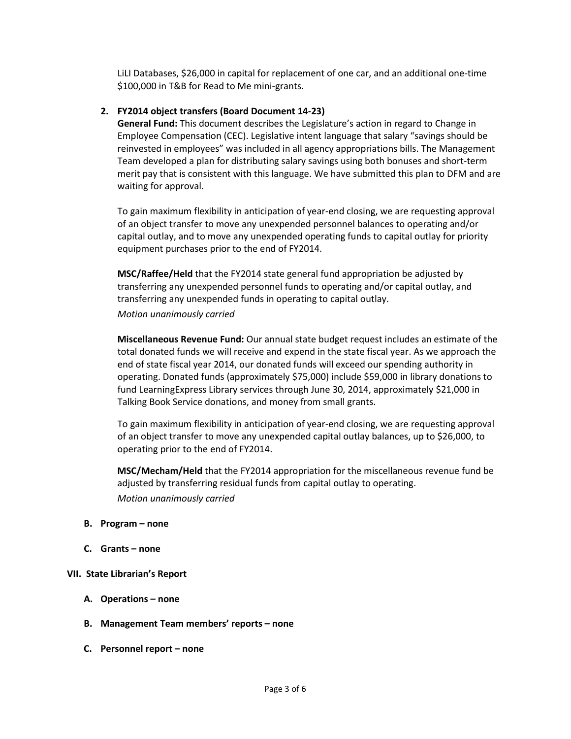LiLI Databases, $26,000 in capital for replacement of one car, and an additional one-time $100,000 in T&B for Read to Me mini-grants.

2. **FY2014 object transfers (Board Document 14-23)**

   **General Fund:** This document describes the Legislature's action in regard to Change in Employee Compensation (CEC). Legislative intent language that salary "savings should be reinvested in employees" was included in all agency appropriations bills. The Management Team developed a plan for distributing salary savings using both bonuses and short-term merit pay that is consistent with this language. We have submitted this plan to DFM and are waiting for approval.

   To gain maximum flexibility in anticipation of year-end closing, we are requesting approval of an object transfer to move any unexpended personnel balances to operating and/or capital outlay, and to move any unexpended operating funds to capital outlay for priority equipment purchases prior to the end of FY2014.

   **MSC/Raffee/Held** that the FY2014 state general fund appropriation be adjusted by transferring any unexpended personnel funds to operating and/or capital outlay, and transferring any unexpended funds in operating to capital outlay.

   *Motion unanimously carried*

   **Miscellaneous Revenue Fund:** Our annual state budget request includes an estimate of the total donated funds we will receive and expend in the state fiscal year. As we approach the end of state fiscal year 2014, our donated funds will exceed our spending authority in operating. Donated funds (approximately $75,000) include $59,000 in library donations to fund LearningExpress Library services through June 30, 2014, approximately $21,000 in Talking Book Service donations, and money from small grants.

   To gain maximum flexibility in anticipation of year-end closing, we are requesting approval of an object transfer to move any unexpended capital outlay balances, up to $26,000, to operating prior to the end of FY2014.

   **MSC/Mecham/Held** that the FY2014 appropriation for the miscellaneous revenue fund be adjusted by transferring residual funds from capital outlay to operating.

   *Motion unanimously carried*

**B. Program – none**

**C. Grants – none**

## VII. State Librarian's Report

**A. Operations – none**

**B. Management Team members' reports – none**

**C. Personnel report – none**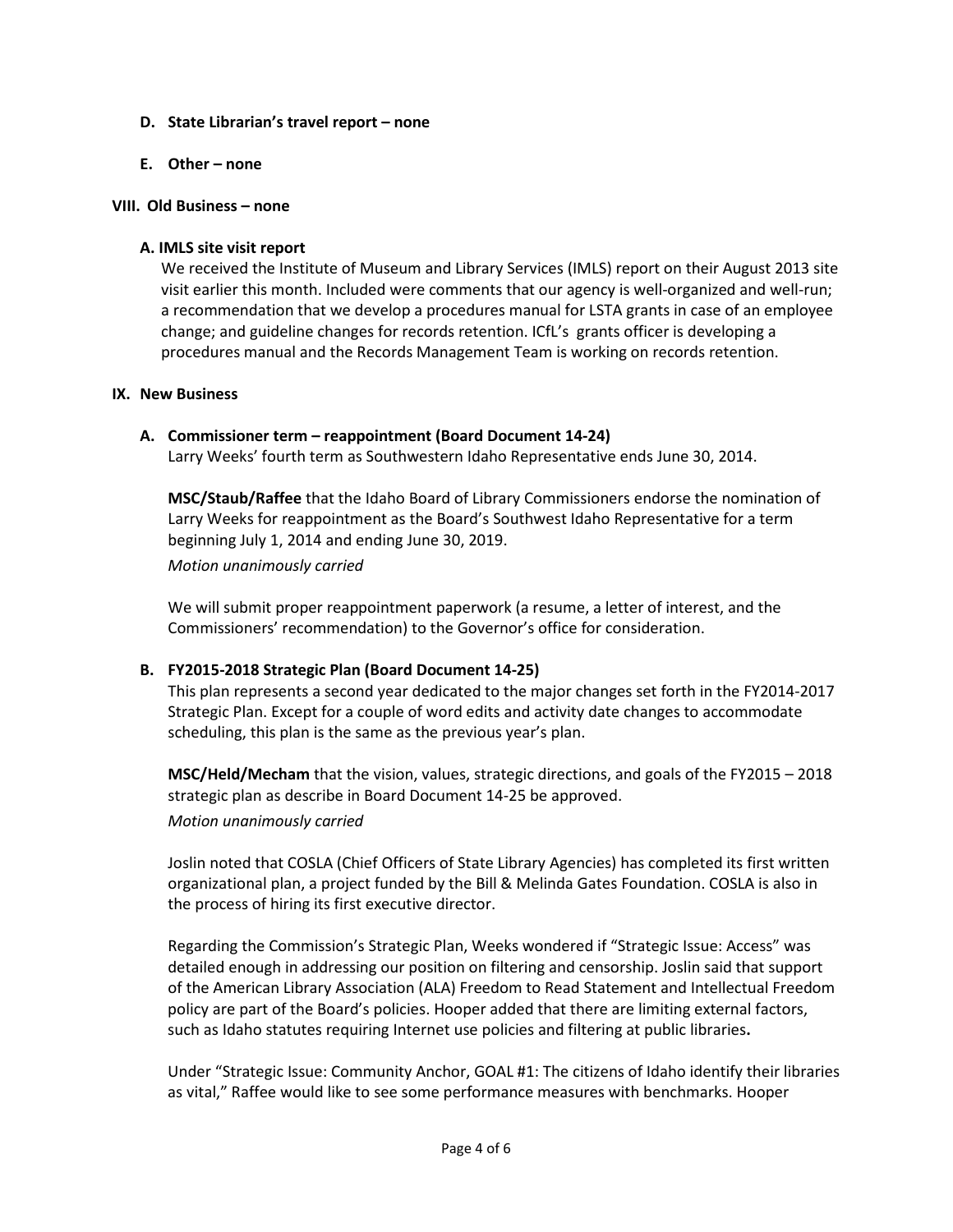**D. State Librarian's travel report – none**

**E. Other – none**

**VIII. Old Business – none**

**A. IMLS site visit report**

We received the Institute of Museum and Library Services (IMLS) report on their August 2013 site visit earlier this month. Included were comments that our agency is well-organized and well-run; a recommendation that we develop a procedures manual for LSTA grants in case of an employee change; and guideline changes for records retention. ICfL's grants officer is developing a procedures manual and the Records Management Team is working on records retention.

**IX. New Business**

**A. Commissioner term – reappointment (Board Document 14-24)**

Larry Weeks' fourth term as Southwestern Idaho Representative ends June 30, 2014.

**MSC/Staub/Raffee** that the Idaho Board of Library Commissioners endorse the nomination of Larry Weeks for reappointment as the Board's Southwest Idaho Representative for a term beginning July 1, 2014 and ending June 30, 2019.

*Motion unanimously carried*

We will submit proper reappointment paperwork (a resume, a letter of interest, and the Commissioners' recommendation) to the Governor's office for consideration.

**B. FY2015-2018 Strategic Plan (Board Document 14-25)**

This plan represents a second year dedicated to the major changes set forth in the FY2014-2017 Strategic Plan. Except for a couple of word edits and activity date changes to accommodate scheduling, this plan is the same as the previous year's plan.

**MSC/Held/Mecham** that the vision, values, strategic directions, and goals of the FY2015 – 2018 strategic plan as describe in Board Document 14-25 be approved.

*Motion unanimously carried*

Joslin noted that COSLA (Chief Officers of State Library Agencies) has completed its first written organizational plan, a project funded by the Bill & Melinda Gates Foundation. COSLA is also in the process of hiring its first executive director.

Regarding the Commission's Strategic Plan, Weeks wondered if "Strategic Issue: Access" was detailed enough in addressing our position on filtering and censorship. Joslin said that support of the American Library Association (ALA) Freedom to Read Statement and Intellectual Freedom policy are part of the Board's policies. Hooper added that there are limiting external factors, such as Idaho statutes requiring Internet use policies and filtering at public libraries**.**

Under "Strategic Issue: Community Anchor, GOAL #1: The citizens of Idaho identify their libraries as vital," Raffee would like to see some performance measures with benchmarks. Hooper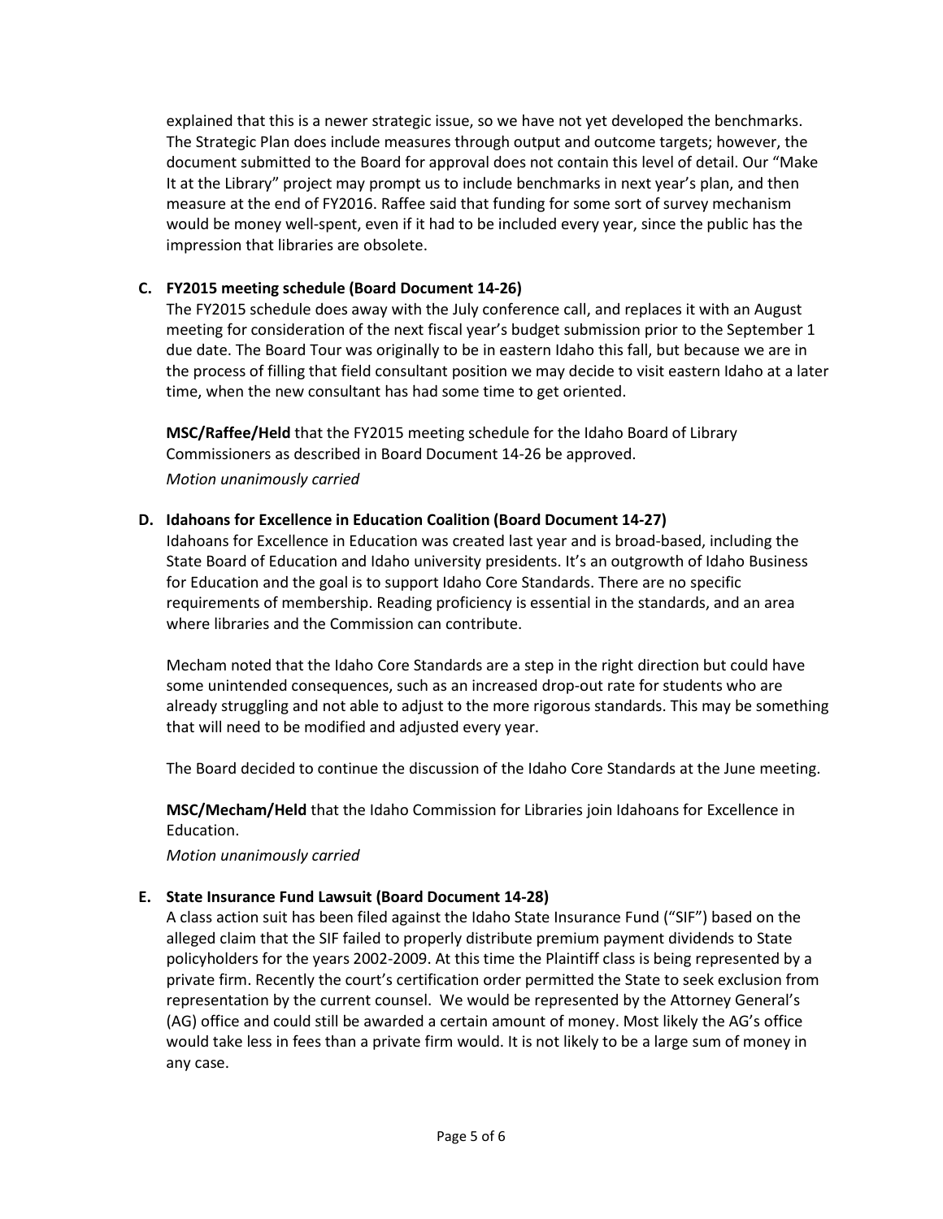explained that this is a newer strategic issue, so we have not yet developed the benchmarks. The Strategic Plan does include measures through output and outcome targets; however, the document submitted to the Board for approval does not contain this level of detail. Our "Make It at the Library" project may prompt us to include benchmarks in next year's plan, and then measure at the end of FY2016. Raffee said that funding for some sort of survey mechanism would be money well-spent, even if it had to be included every year, since the public has the impression that libraries are obsolete.

**C. FY2015 meeting schedule (Board Document 14-26)**

The FY2015 schedule does away with the July conference call, and replaces it with an August meeting for consideration of the next fiscal year's budget submission prior to the September 1 due date. The Board Tour was originally to be in eastern Idaho this fall, but because we are in the process of filling that field consultant position we may decide to visit eastern Idaho at a later time, when the new consultant has had some time to get oriented.

**MSC/Raffee/Held** that the FY2015 meeting schedule for the Idaho Board of Library Commissioners as described in Board Document 14-26 be approved.

*Motion unanimously carried*

**D. Idahoans for Excellence in Education Coalition (Board Document 14-27)**

Idahoans for Excellence in Education was created last year and is broad-based, including the State Board of Education and Idaho university presidents. It's an outgrowth of Idaho Business for Education and the goal is to support Idaho Core Standards. There are no specific requirements of membership. Reading proficiency is essential in the standards, and an area where libraries and the Commission can contribute.

Mecham noted that the Idaho Core Standards are a step in the right direction but could have some unintended consequences, such as an increased drop-out rate for students who are already struggling and not able to adjust to the more rigorous standards. This may be something that will need to be modified and adjusted every year.

The Board decided to continue the discussion of the Idaho Core Standards at the June meeting.

**MSC/Mecham/Held** that the Idaho Commission for Libraries join Idahoans for Excellence in Education.

*Motion unanimously carried*

**E. State Insurance Fund Lawsuit (Board Document 14-28)**

A class action suit has been filed against the Idaho State Insurance Fund ("SIF") based on the alleged claim that the SIF failed to properly distribute premium payment dividends to State policyholders for the years 2002-2009. At this time the Plaintiff class is being represented by a private firm. Recently the court's certification order permitted the State to seek exclusion from representation by the current counsel. We would be represented by the Attorney General's (AG) office and could still be awarded a certain amount of money. Most likely the AG's office would take less in fees than a private firm would. It is not likely to be a large sum of money in any case.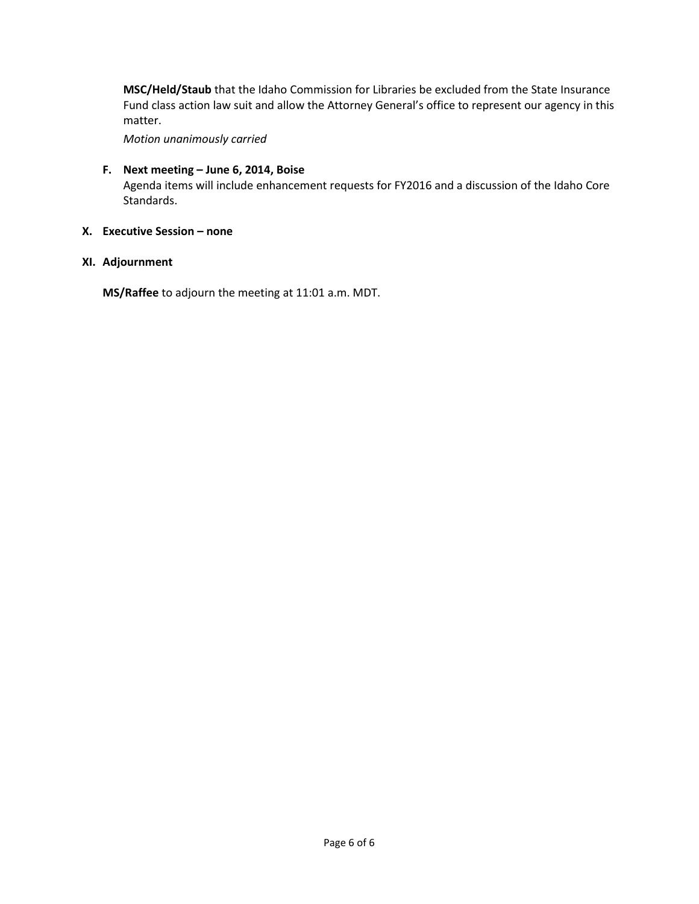**MSC/Held/Staub** that the Idaho Commission for Libraries be excluded from the State Insurance Fund class action law suit and allow the Attorney General's office to represent our agency in this matter.

*Motion unanimously carried*

**F. Next meeting – June 6, 2014, Boise**

Agenda items will include enhancement requests for FY2016 and a discussion of the Idaho Core Standards.

**X. Executive Session – none**

**XI. Adjournment**

**MS/Raffee** to adjourn the meeting at 11:01 a.m. MDT.